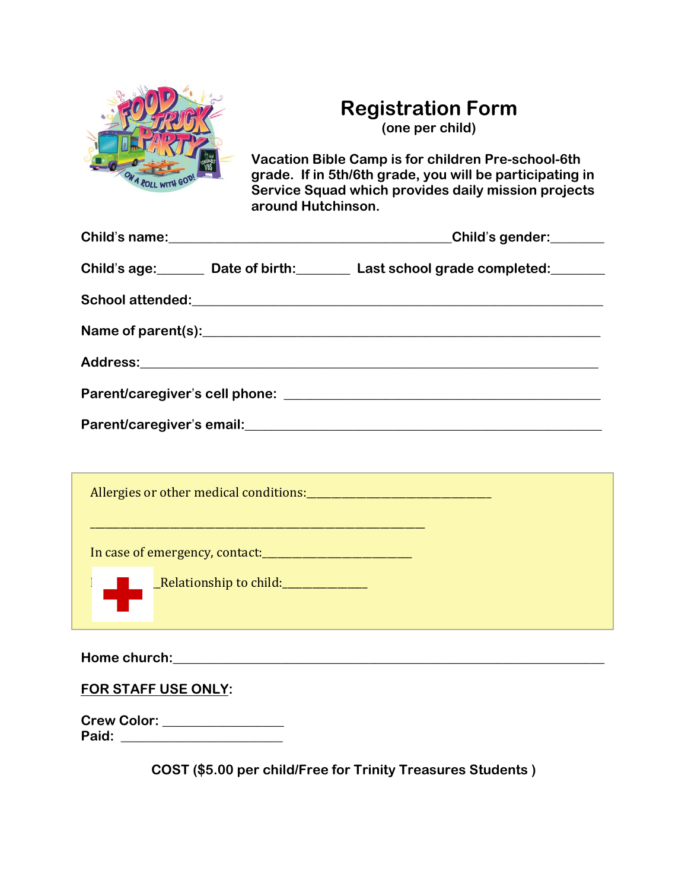# Registration Form

(one per child)

**Vacation Bible Camp is for children Pre-school-6th grade. If in 5th/6th grade, you will be participating in Service Squad which provides daily mission projects around Hutchinson.**

**Child's name:**_________________________________________**Child's gender:**_______

**Child's age:**______ **Date of birth:**_______ **Last school grade completed:**_______

**School attended:**_______________________________________________________

**Name of parent(s):**_____________________________________________________

**Address:**____________________________________________________________

**Parent/caregiver's cell phone:** ______________________________________________

**Parent/caregiver's email:**__________________________________________________

Allergies or other medical conditions:_______________________________

___________________________________________________

In case of emergency, contact:________________________

I_____________Relationship to child:_____________

**Home church:**___________________________________________________________

**<u>FOR STAFF USE ONLY</u>:**

**Crew Color:** _________________

**Paid:** ______________________

**COST ($5.00 per child/Free for Trinity Treasures Students )**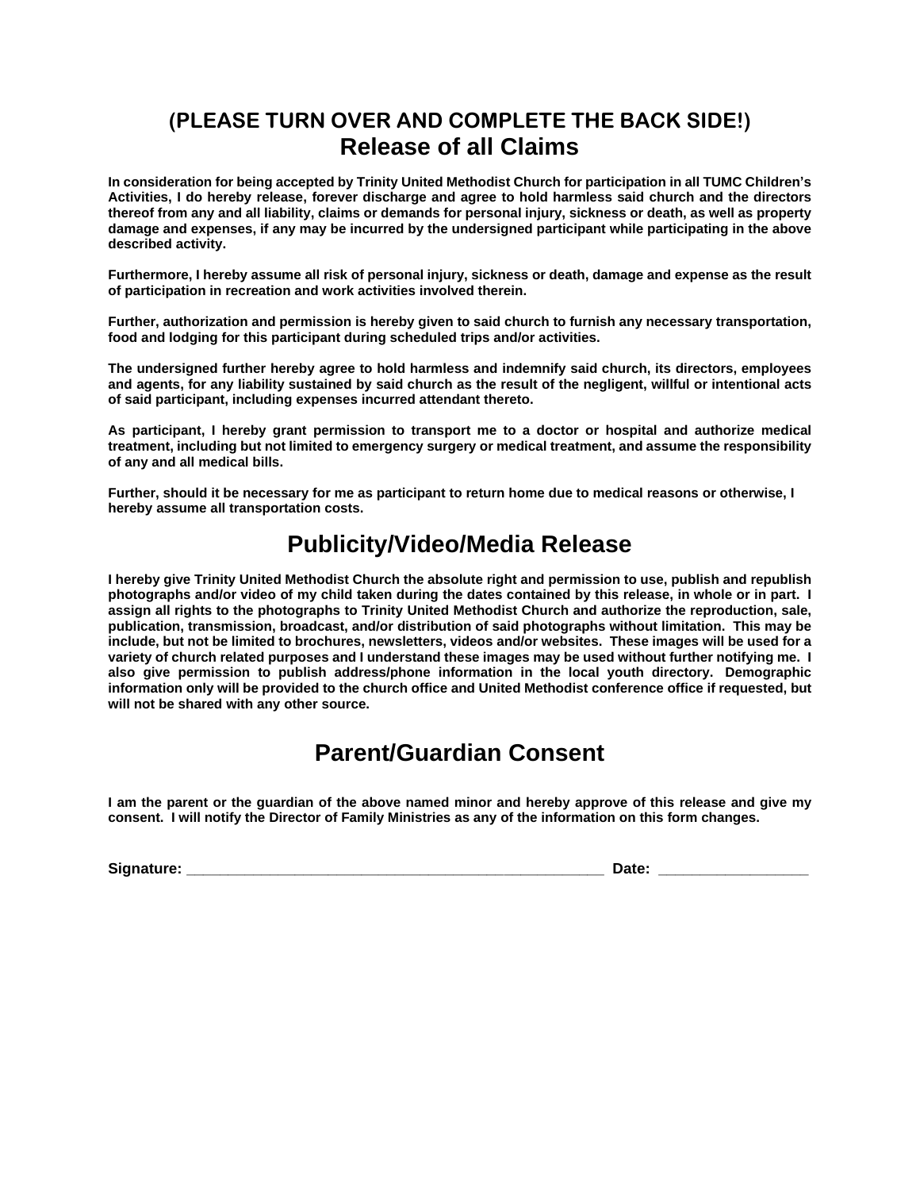## (PLEASE TURN OVER AND COMPLETE THE BACK SIDE!)

# Release of all Claims

**In consideration for being accepted by Trinity United Methodist Church for participation in all TUMC Children's Activities, I do hereby release, forever discharge and agree to hold harmless said church and the directors thereof from any and all liability, claims or demands for personal injury, sickness or death, as well as property damage and expenses, if any may be incurred by the undersigned participant while participating in the above described activity.**

**Furthermore, I hereby assume all risk of personal injury, sickness or death, damage and expense as the result of participation in recreation and work activities involved therein.**

**Further, authorization and permission is hereby given to said church to furnish any necessary transportation, food and lodging for this participant during scheduled trips and/or activities.**

**The undersigned further hereby agree to hold harmless and indemnify said church, its directors, employees and agents, for any liability sustained by said church as the result of the negligent, willful or intentional acts of said participant, including expenses incurred attendant thereto.**

**As participant, I hereby grant permission to transport me to a doctor or hospital and authorize medical treatment, including but not limited to emergency surgery or medical treatment, and assume the responsibility of any and all medical bills.**

**Further, should it be necessary for me as participant to return home due to medical reasons or otherwise, I hereby assume all transportation costs.**

# Publicity/Video/Media Release

**I hereby give Trinity United Methodist Church the absolute right and permission to use, publish and republish photographs and/or video of my child taken during the dates contained by this release, in whole or in part. I assign all rights to the photographs to Trinity United Methodist Church and authorize the reproduction, sale, publication, transmission, broadcast, and/or distribution of said photographs without limitation. This may be include, but not be limited to brochures, newsletters, videos and/or websites. These images will be used for a variety of church related purposes and I understand these images may be used without further notifying me. I also give permission to publish address/phone information in the local youth directory. Demographic information only will be provided to the church office and United Methodist conference office if requested, but will not be shared with any other source.**

# Parent/Guardian Consent

**I am the parent or the guardian of the above named minor and hereby approve of this release and give my consent. I will notify the Director of Family Ministries as any of the information on this form changes.**

**Signature:** _____________________________________________________ **Date:** __________________